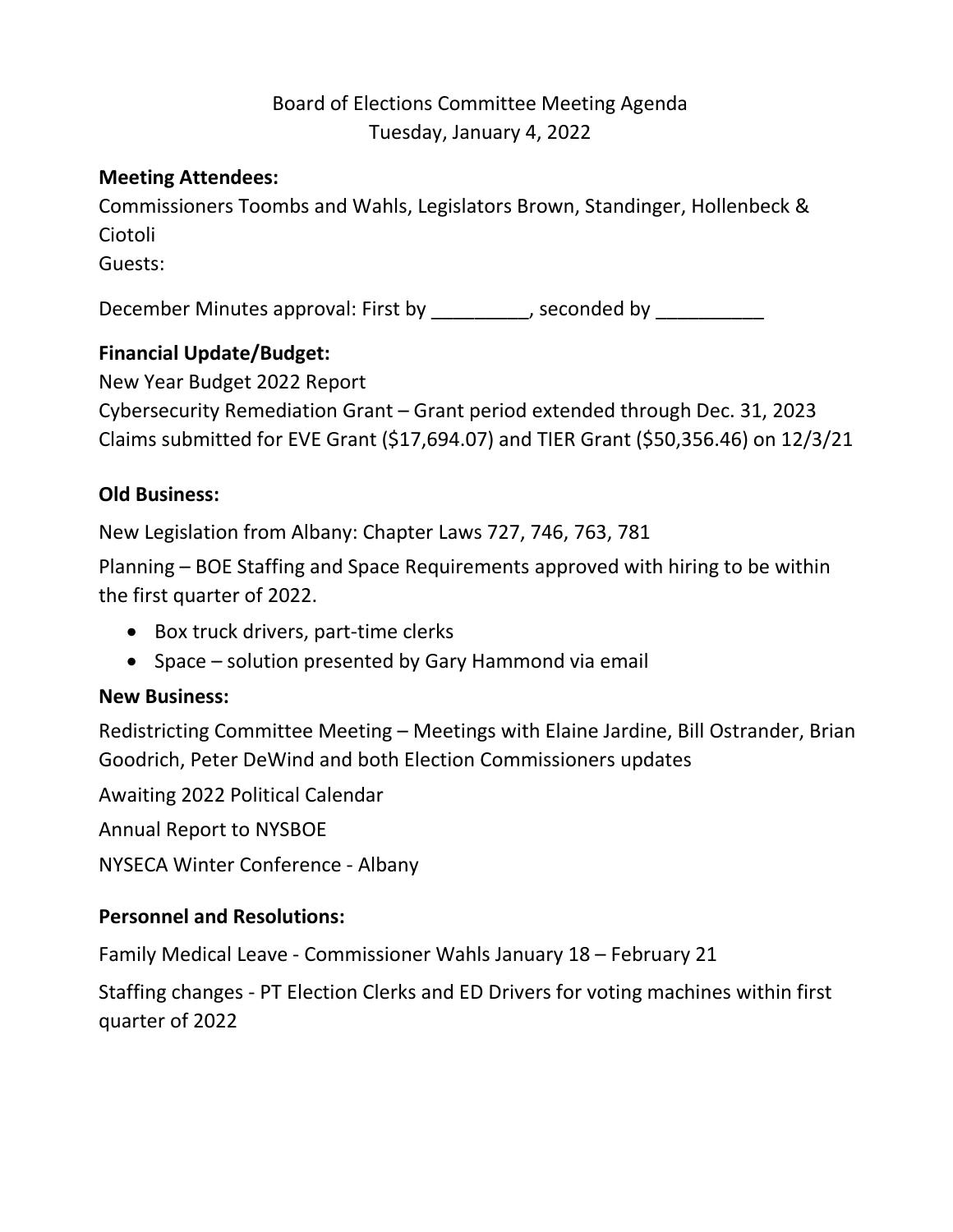Board of Elections Committee Meeting Agenda
Tuesday, January 4, 2022

**Meeting Attendees:**
Commissioners Toombs and Wahls, Legislators Brown, Standinger, Hollenbeck & Ciotoli
Guests:

December Minutes approval: First by _________, seconded by __________

**Financial Update/Budget:**
New Year Budget 2022 Report
Cybersecurity Remediation Grant – Grant period extended through Dec. 31, 2023
Claims submitted for EVE Grant ($17,694.07) and TIER Grant ($50,356.46) on 12/3/21

**Old Business:**

New Legislation from Albany: Chapter Laws 727, 746, 763, 781

Planning – BOE Staffing and Space Requirements approved with hiring to be within the first quarter of 2022.

- Box truck drivers, part-time clerks
- Space – solution presented by Gary Hammond via email

**New Business:**

Redistricting Committee Meeting – Meetings with Elaine Jardine, Bill Ostrander, Brian Goodrich, Peter DeWind and both Election Commissioners updates

Awaiting 2022 Political Calendar

Annual Report to NYSBOE

NYSECA Winter Conference - Albany

**Personnel and Resolutions:**

Family Medical Leave - Commissioner Wahls January 18 – February 21

Staffing changes - PT Election Clerks and ED Drivers for voting machines within first quarter of 2022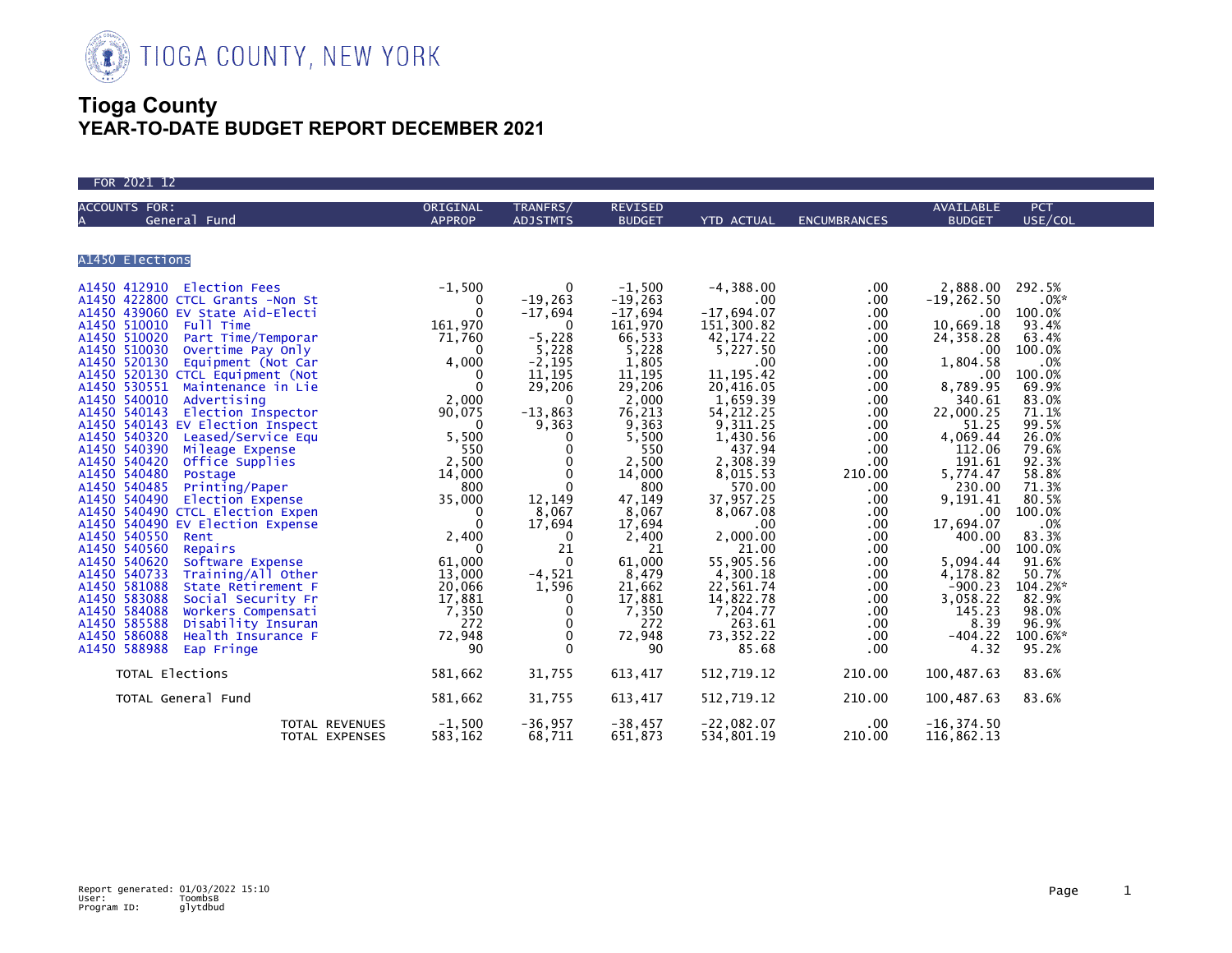TIOGA COUNTY, NEW YORK

# Tioga County
## YEAR-TO-DATE BUDGET REPORT DECEMBER 2021

FOR 2021 12

| ACCOUNTS FOR: A General Fund | ORIGINAL APPROP | TRANFRS/ ADJSTMTS | REVISED BUDGET | YTD ACTUAL | ENCUMBRANCES | AVAILABLE BUDGET | PCT USE/COL |
|---|---|---|---|---|---|---|---|
| **A1450 Elections** | | | | | | | |
| A1450 412910 Election Fees | -1,500 | 0 | -1,500 | -4,388.00 | .00 | 2,888.00 | 292.5% |
| A1450 422800 CTCL Grants -Non St | 0 | -19,263 | -19,263 | .00 | .00 | -19,262.50 | .0%* |
| A1450 439060 EV State Aid-Electi | 0 | -17,694 | -17,694 | -17,694.07 | .00 | .00 | 100.0% |
| A1450 510010 Full Time | 161,970 | 0 | 161,970 | 151,300.82 | .00 | 10,669.18 | 93.4% |
| A1450 510020 Part Time/Temporar | 71,760 | -5,228 | 66,533 | 42,174.22 | .00 | 24,358.28 | 63.4% |
| A1450 510030 Overtime Pay Only | 0 | 5,228 | 5,228 | 5,227.50 | .00 | .00 | 100.0% |
| A1450 520130 Equipment (Not Car | 4,000 | -2,195 | 1,805 | .00 | .00 | 1,804.58 | .0% |
| A1450 520130 CTCL Equipment (Not | 0 | 11,195 | 11,195 | 11,195.42 | .00 | .00 | 100.0% |
| A1450 530551 Maintenance in Lie | 0 | 29,206 | 29,206 | 20,416.05 | .00 | 8,789.95 | 69.9% |
| A1450 540010 Advertising | 2,000 | 0 | 2,000 | 1,659.39 | .00 | 340.61 | 83.0% |
| A1450 540143 Election Inspector | 90,075 | -13,863 | 76,213 | 54,212.25 | .00 | 22,000.25 | 71.1% |
| A1450 540143 EV Election Inspect | 0 | 9,363 | 9,363 | 9,311.25 | .00 | 51.25 | 99.5% |
| A1450 540320 Leased/Service Equ | 5,500 | 0 | 5,500 | 1,430.56 | .00 | 4,069.44 | 26.0% |
| A1450 540390 Mileage Expense | 550 | 0 | 550 | 437.94 | .00 | 112.06 | 79.6% |
| A1450 540420 Office Supplies | 2,500 | 0 | 2,500 | 2,308.39 | .00 | 191.61 | 92.3% |
| A1450 540480 Postage | 14,000 | 0 | 14,000 | 8,015.53 | 210.00 | 5,774.47 | 58.8% |
| A1450 540485 Printing/Paper | 800 | 0 | 800 | 570.00 | .00 | 230.00 | 71.3% |
| A1450 540490 Election Expense | 35,000 | 12,149 | 47,149 | 37,957.25 | .00 | 9,191.41 | 80.5% |
| A1450 540490 CTCL Election Expen | 0 | 8,067 | 8,067 | 8,067.08 | .00 | .00 | 100.0% |
| A1450 540490 EV Election Expense | 0 | 17,694 | 17,694 | .00 | .00 | 17,694.07 | .0% |
| A1450 540550 Rent | 2,400 | 0 | 2,400 | 2,000.00 | .00 | 400.00 | 83.3% |
| A1450 540560 Repairs | 0 | 21 | 21 | 21.00 | .00 | .00 | 100.0% |
| A1450 540620 Software Expense | 61,000 | 0 | 61,000 | 55,905.56 | .00 | 5,094.44 | 91.6% |
| A1450 540733 Training/All Other | 13,000 | -4,521 | 8,479 | 4,300.18 | .00 | 4,178.82 | 50.7% |
| A1450 581088 State Retirement F | 20,066 | 1,596 | 21,662 | 22,561.74 | .00 | -900.23 | 104.2%* |
| A1450 583088 Social Security Fr | 17,881 | 0 | 17,881 | 14,822.78 | .00 | 3,058.22 | 82.9% |
| A1450 584088 Workers Compensati | 7,350 | 0 | 7,350 | 7,204.77 | .00 | 145.23 | 98.0% |
| A1450 585588 Disability Insuran | 272 | 0 | 272 | 263.61 | .00 | 8.39 | 96.9% |
| A1450 586088 Health Insurance F | 72,948 | 0 | 72,948 | 73,352.22 | .00 | -404.22 | 100.6%* |
| A1450 588988 Eap Fringe | 90 | 0 | 90 | 85.68 | .00 | 4.32 | 95.2% |
| TOTAL Elections | 581,662 | 31,755 | 613,417 | 512,719.12 | 210.00 | 100,487.63 | 83.6% |
| TOTAL General Fund | 581,662 | 31,755 | 613,417 | 512,719.12 | 210.00 | 100,487.63 | 83.6% |
| TOTAL REVENUES | -1,500 | -36,957 | -38,457 | -22,082.07 | .00 | -16,374.50 | |
| TOTAL EXPENSES | 583,162 | 68,711 | 651,873 | 534,801.19 | 210.00 | 116,862.13 | |

Report generated: 01/03/2022 15:10
User: ToombsB
Program ID: glytdbud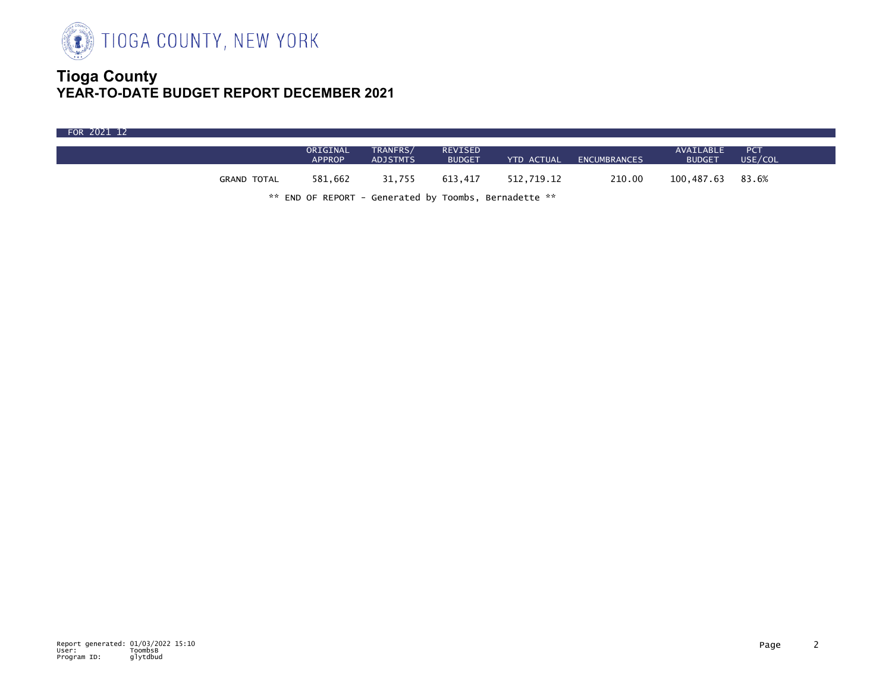# Tioga County

## YEAR-TO-DATE BUDGET REPORT DECEMBER 2021

FOR 2021 12

| | ORIGINAL APPROP | TRANFRS/ ADJSTMTS | REVISED BUDGET | YTD ACTUAL | ENCUMBRANCES | AVAILABLE BUDGET | PCT USE/COL |
|---|---|---|---|---|---|---|---|
| GRAND TOTAL | 581,662 | 31,755 | 613,417 | 512,719.12 | 210.00 | 100,487.63 | 83.6% |

** END OF REPORT - Generated by Toombs, Bernadette **

Report generated: 01/03/2022 15:10
User: ToombsB
Program ID: glytdbud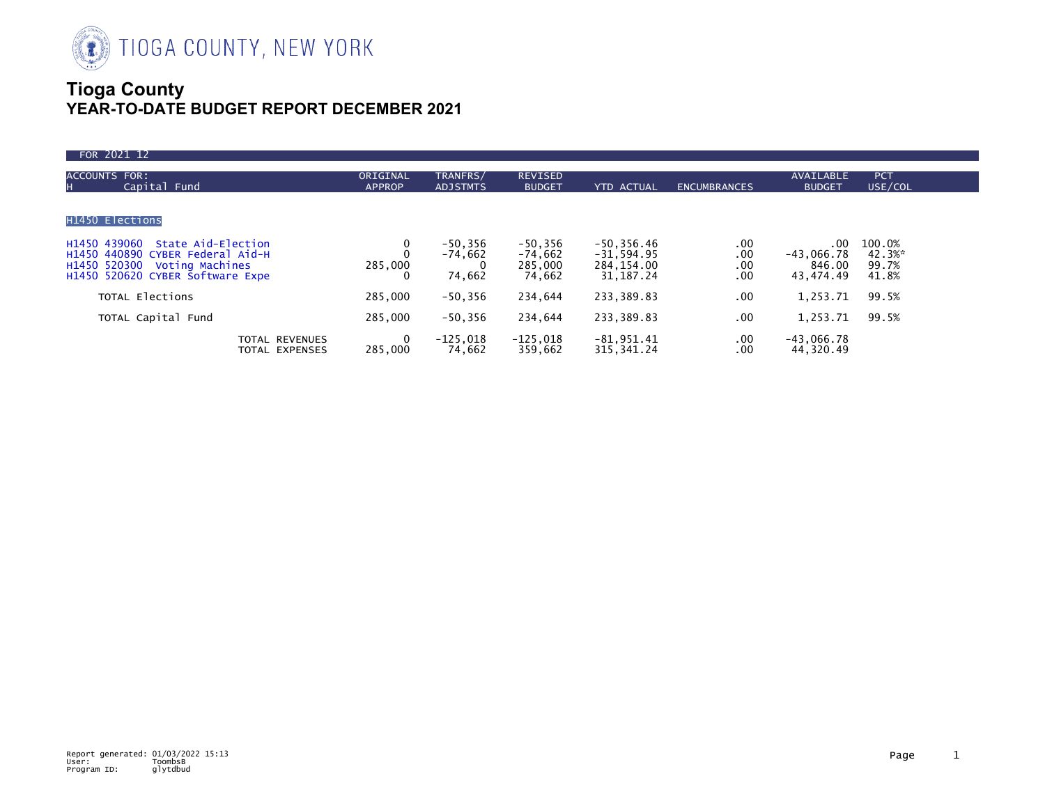TIOGA COUNTY, NEW YORK

# Tioga County
## YEAR-TO-DATE BUDGET REPORT DECEMBER 2021

FOR 2021 12

| ACCOUNTS FOR: H Capital Fund | ORIGINAL APPROP | TRANFRS/ ADJSTMTS | REVISED BUDGET | YTD ACTUAL | ENCUMBRANCES | AVAILABLE BUDGET | PCT USE/COL |
|---|---|---|---|---|---|---|---|
| **H1450 Elections** | | | | | | | |
| H1450 439060 State Aid-Election | 0 | -50,356 | -50,356 | -50,356.46 | .00 | .00 | 100.0% |
| H1450 440890 CYBER Federal Aid-H | 0 | -74,662 | -74,662 | -31,594.95 | .00 | -43,066.78 | 42.3%* |
| H1450 520300 Voting Machines | 285,000 | 0 | 285,000 | 284,154.00 | .00 | 846.00 | 99.7% |
| H1450 520620 CYBER Software Expe | 0 | 74,662 | 74,662 | 31,187.24 | .00 | 43,474.49 | 41.8% |
| TOTAL Elections | 285,000 | -50,356 | 234,644 | 233,389.83 | .00 | 1,253.71 | 99.5% |
| TOTAL Capital Fund | 285,000 | -50,356 | 234,644 | 233,389.83 | .00 | 1,253.71 | 99.5% |
| TOTAL REVENUES | 0 | -125,018 | -125,018 | -81,951.41 | .00 | -43,066.78 | |
| TOTAL EXPENSES | 285,000 | 74,662 | 359,662 | 315,341.24 | .00 | 44,320.49 | |

Report generated: 01/03/2022 15:13
User: ToombsB
Program ID: glytdbud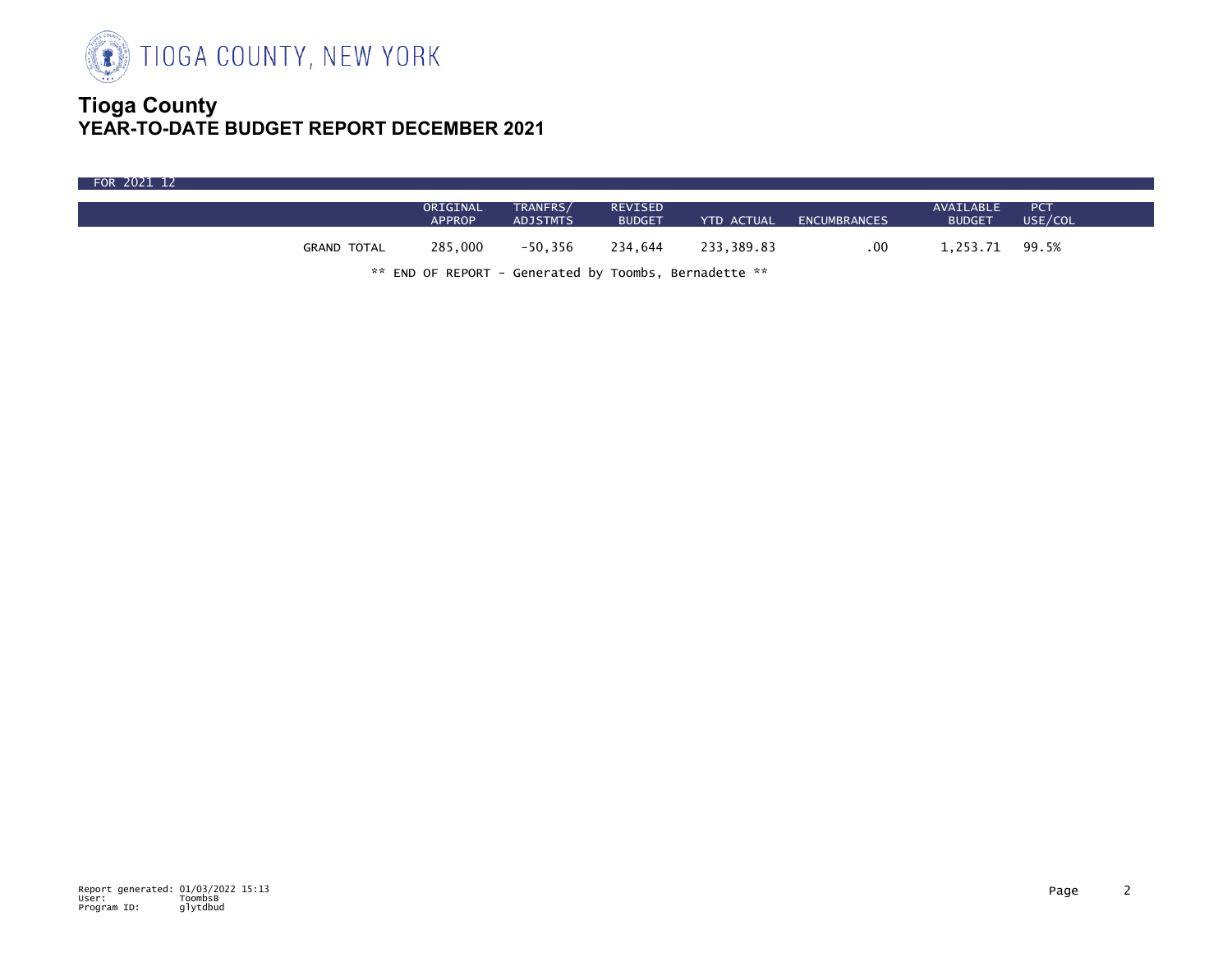TIOGA COUNTY, NEW YORK

# Tioga County
## YEAR-TO-DATE BUDGET REPORT DECEMBER 2021

FOR 2021 12

| | ORIGINAL APPROP | TRANFRS/ ADJSTMTS | REVISED BUDGET | YTD ACTUAL | ENCUMBRANCES | AVAILABLE BUDGET | PCT USE/COL |
|---|---|---|---|---|---|---|---|
| GRAND TOTAL | 285,000 | -50,356 | 234,644 | 233,389.83 | .00 | 1,253.71 | 99.5% |

** END OF REPORT - Generated by Toombs, Bernadette **

Report generated: 01/03/2022 15:13
User: ToombsB
Program ID: glytdbud